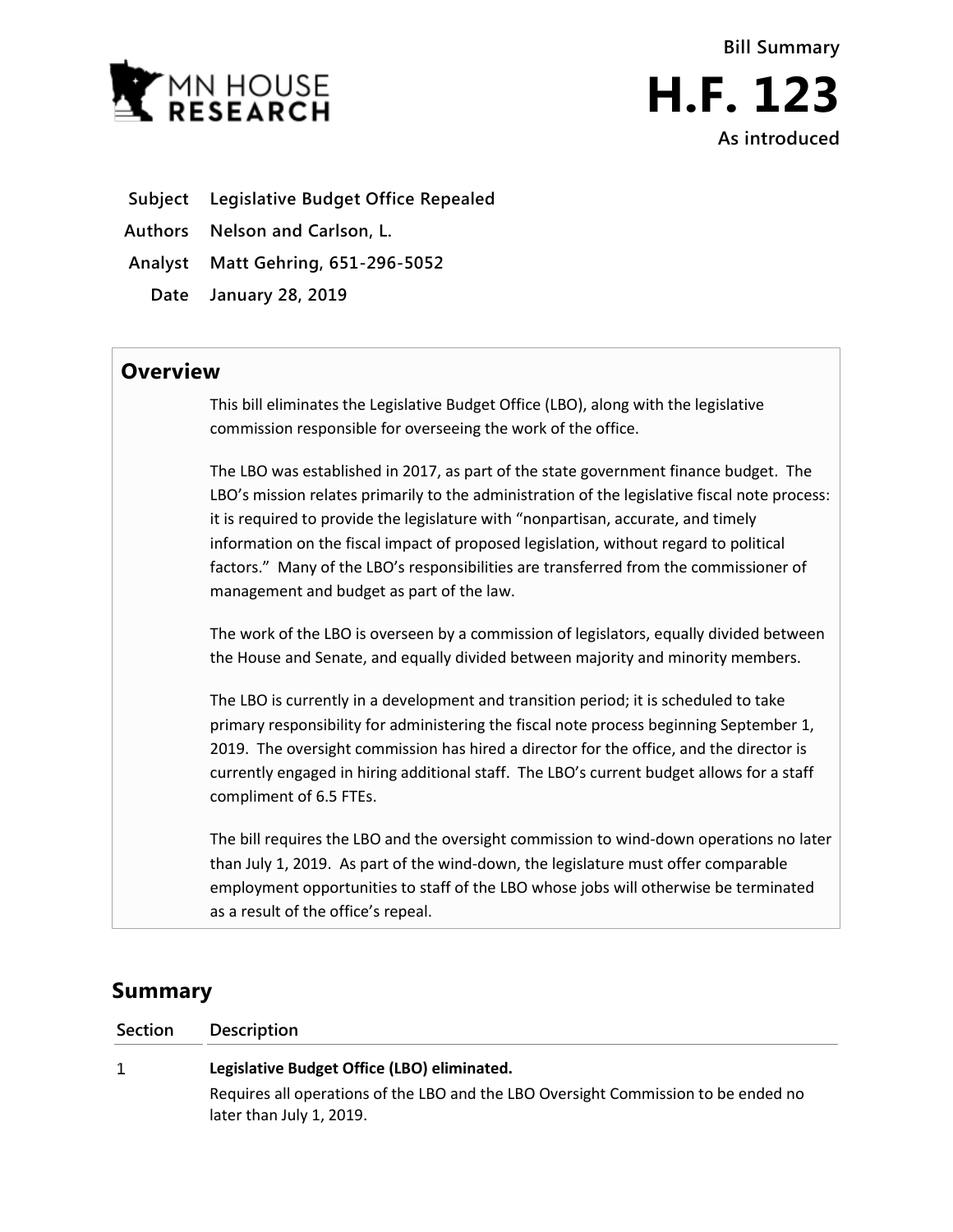MN HOUSE RESEARCH

**Bill Summary**

# H.F. 123

**As introduced**

| | |
|---|---|
| **Subject** | **Legislative Budget Office Repealed** |
| **Authors** | **Nelson and Carlson, L.** |
| **Analyst** | **Matt Gehring, 651-296-5052** |
| **Date** | **January 28, 2019** |

## Overview

This bill eliminates the Legislative Budget Office (LBO), along with the legislative commission responsible for overseeing the work of the office.

The LBO was established in 2017, as part of the state government finance budget. The LBO's mission relates primarily to the administration of the legislative fiscal note process: it is required to provide the legislature with "nonpartisan, accurate, and timely information on the fiscal impact of proposed legislation, without regard to political factors." Many of the LBO's responsibilities are transferred from the commissioner of management and budget as part of the law.

The work of the LBO is overseen by a commission of legislators, equally divided between the House and Senate, and equally divided between majority and minority members.

The LBO is currently in a development and transition period; it is scheduled to take primary responsibility for administering the fiscal note process beginning September 1, 2019. The oversight commission has hired a director for the office, and the director is currently engaged in hiring additional staff. The LBO's current budget allows for a staff compliment of 6.5 FTEs.

The bill requires the LBO and the oversight commission to wind-down operations no later than July 1, 2019. As part of the wind-down, the legislature must offer comparable employment opportunities to staff of the LBO whose jobs will otherwise be terminated as a result of the office's repeal.

## Summary

| Section | Description |
|---|---|
| 1 | **Legislative Budget Office (LBO) eliminated.** Requires all operations of the LBO and the LBO Oversight Commission to be ended no later than July 1, 2019. |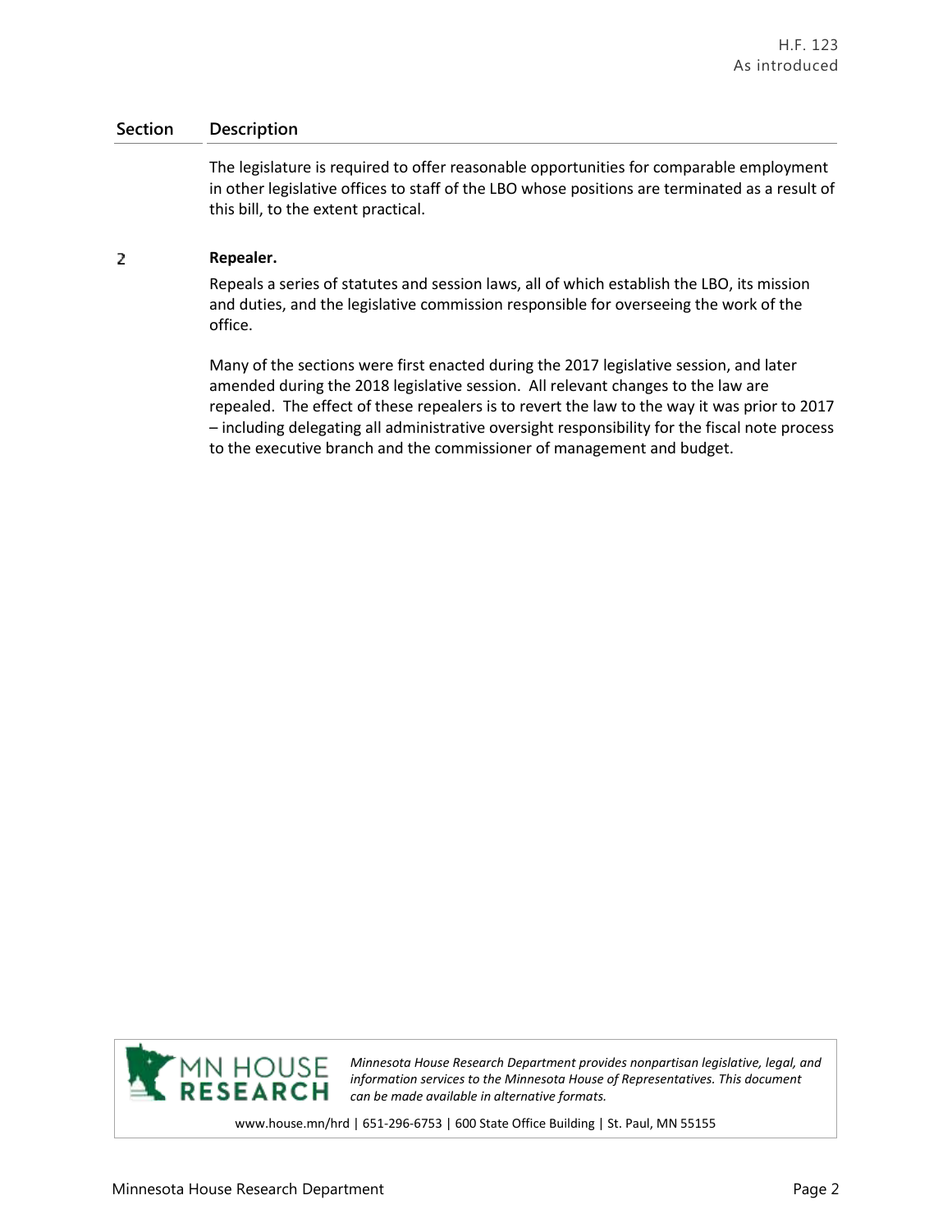| Section | Description |
|---|---|
| | The legislature is required to offer reasonable opportunities for comparable employment in other legislative offices to staff of the LBO whose positions are terminated as a result of this bill, to the extent practical. |
| 2 | **Repealer.**<br><br>Repeals a series of statutes and session laws, all of which establish the LBO, its mission and duties, and the legislative commission responsible for overseeing the work of the office.<br><br>Many of the sections were first enacted during the 2017 legislative session, and later amended during the 2018 legislative session. All relevant changes to the law are repealed. The effect of these repealers is to revert the law to the way it was prior to 2017 – including delegating all administrative oversight responsibility for the fiscal note process to the executive branch and the commissioner of management and budget. |

MN HOUSE RESEARCH

*Minnesota House Research Department provides nonpartisan legislative, legal, and information services to the Minnesota House of Representatives. This document can be made available in alternative formats.*

www.house.mn/hrd | 651-296-6753 | 600 State Office Building | St. Paul, MN 55155